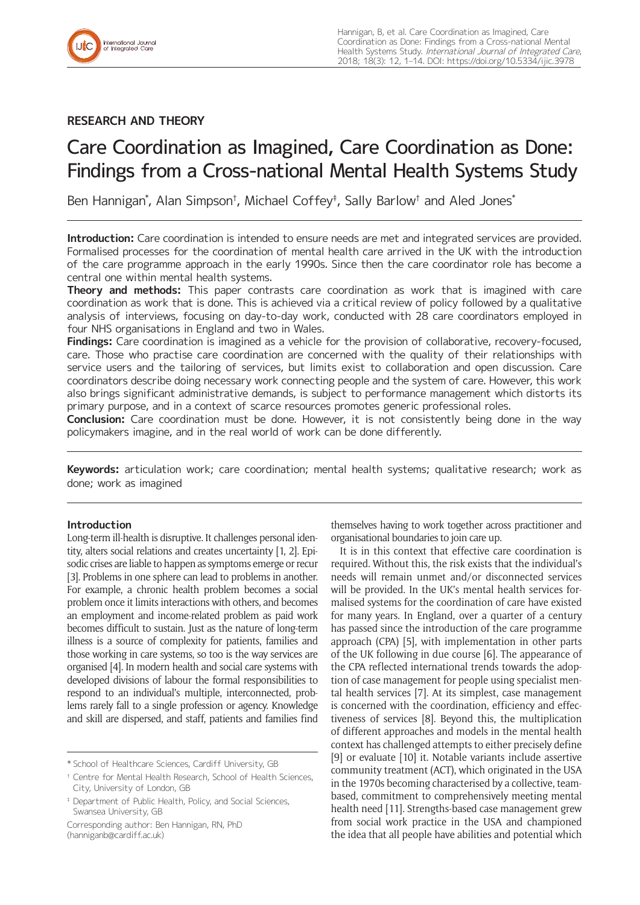## RESEARCH AND THEORY

# Care Coordination as Imagined, Care Coordination as Done: Findings from a Cross-national Mental Health Systems Study

Ben Hannigan[*], Alan Simpson[†], Michael Coffey[‡], Sally Barlow[†] and Aled Jones[*]

**Introduction:** Care coordination is intended to ensure needs are met and integrated services are provided. Formalised processes for the coordination of mental health care arrived in the UK with the introduction of the care programme approach in the early 1990s. Since then the care coordinator role has become a central one within mental health systems.

**Theory and methods:** This paper contrasts care coordination as work that is imagined with care coordination as work that is done. This is achieved via a critical review of policy followed by a qualitative analysis of interviews, focusing on day-to-day work, conducted with 28 care coordinators employed in four NHS organisations in England and two in Wales.

**Findings:** Care coordination is imagined as a vehicle for the provision of collaborative, recovery-focused, care. Those who practise care coordination are concerned with the quality of their relationships with service users and the tailoring of services, but limits exist to collaboration and open discussion. Care coordinators describe doing necessary work connecting people and the system of care. However, this work also brings significant administrative demands, is subject to performance management which distorts its primary purpose, and in a context of scarce resources promotes generic professional roles.

**Conclusion:** Care coordination must be done. However, it is not consistently being done in the way policymakers imagine, and in the real world of work can be done differently.

**Keywords:** articulation work; care coordination; mental health systems; qualitative research; work as done; work as imagined

### Introduction

Long-term ill-health is disruptive. It challenges personal identity, alters social relations and creates uncertainty [1, 2]. Episodic crises are liable to happen as symptoms emerge or recur [3]. Problems in one sphere can lead to problems in another. For example, a chronic health problem becomes a social problem once it limits interactions with others, and becomes an employment and income-related problem as paid work becomes difficult to sustain. Just as the nature of long-term illness is a source of complexity for patients, families and those working in care systems, so too is the way services are organised [4]. In modern health and social care systems with developed divisions of labour the formal responsibilities to respond to an individual's multiple, interconnected, problems rarely fall to a single profession or agency. Knowledge and skill are dispersed, and staff, patients and families find themselves having to work together across practitioner and organisational boundaries to join care up.

It is in this context that effective care coordination is required. Without this, the risk exists that the individual's needs will remain unmet and/or disconnected services will be provided. In the UK's mental health services formalised systems for the coordination of care have existed for many years. In England, over a quarter of a century has passed since the introduction of the care programme approach (CPA) [5], with implementation in other parts of the UK following in due course [6]. The appearance of the CPA reflected international trends towards the adoption of case management for people using specialist mental health services [7]. At its simplest, case management is concerned with the coordination, efficiency and effectiveness of services [8]. Beyond this, the multiplication of different approaches and models in the mental health context has challenged attempts to either precisely define [9] or evaluate [10] it. Notable variants include assertive community treatment (ACT), which originated in the USA in the 1970s becoming characterised by a collective, team-based, commitment to comprehensively meeting mental health need [11]. Strengths-based case management grew from social work practice in the USA and championed the idea that all people have abilities and potential which

[*] School of Healthcare Sciences, Cardiff University, GB

[†] Centre for Mental Health Research, School of Health Sciences, City, University of London, GB

[‡] Department of Public Health, Policy, and Social Sciences, Swansea University, GB

Corresponding author: Ben Hannigan, RN, PhD (hanniganb@cardiff.ac.uk)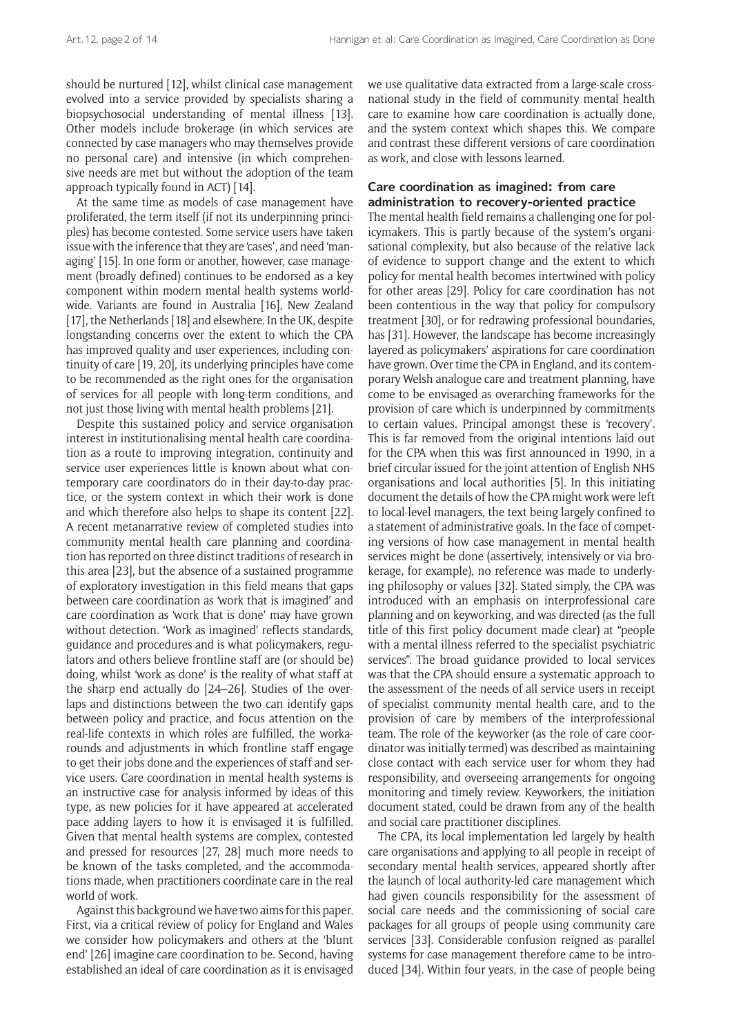should be nurtured [12], whilst clinical case management evolved into a service provided by specialists sharing a biopsychosocial understanding of mental illness [13]. Other models include brokerage (in which services are connected by case managers who may themselves provide no personal care) and intensive (in which comprehensive needs are met but without the adoption of the team approach typically found in ACT) [14].

At the same time as models of case management have proliferated, the term itself (if not its underpinning principles) has become contested. Some service users have taken issue with the inference that they are 'cases', and need 'managing' [15]. In one form or another, however, case management (broadly defined) continues to be endorsed as a key component within modern mental health systems worldwide. Variants are found in Australia [16], New Zealand [17], the Netherlands [18] and elsewhere. In the UK, despite longstanding concerns over the extent to which the CPA has improved quality and user experiences, including continuity of care [19, 20], its underlying principles have come to be recommended as the right ones for the organisation of services for all people with long-term conditions, and not just those living with mental health problems [21].

Despite this sustained policy and service organisation interest in institutionalising mental health care coordination as a route to improving integration, continuity and service user experiences little is known about what contemporary care coordinators do in their day-to-day practice, or the system context in which their work is done and which therefore also helps to shape its content [22]. A recent metanarrative review of completed studies into community mental health care planning and coordination has reported on three distinct traditions of research in this area [23], but the absence of a sustained programme of exploratory investigation in this field means that gaps between care coordination as 'work that is imagined' and care coordination as 'work that is done' may have grown without detection. 'Work as imagined' reflects standards, guidance and procedures and is what policymakers, regulators and others believe frontline staff are (or should be) doing, whilst 'work as done' is the reality of what staff at the sharp end actually do [24–26]. Studies of the overlaps and distinctions between the two can identify gaps between policy and practice, and focus attention on the real-life contexts in which roles are fulfilled, the workarounds and adjustments in which frontline staff engage to get their jobs done and the experiences of staff and service users. Care coordination in mental health systems is an instructive case for analysis informed by ideas of this type, as new policies for it have appeared at accelerated pace adding layers to how it is envisaged it is fulfilled. Given that mental health systems are complex, contested and pressed for resources [27, 28] much more needs to be known of the tasks completed, and the accommodations made, when practitioners coordinate care in the real world of work.

Against this background we have two aims for this paper. First, via a critical review of policy for England and Wales we consider how policymakers and others at the 'blunt end' [26] imagine care coordination to be. Second, having established an ideal of care coordination as it is envisaged we use qualitative data extracted from a large-scale cross-national study in the field of community mental health care to examine how care coordination is actually done, and the system context which shapes this. We compare and contrast these different versions of care coordination as work, and close with lessons learned.

## Care coordination as imagined: from care administration to recovery-oriented practice

The mental health field remains a challenging one for policymakers. This is partly because of the system's organisational complexity, but also because of the relative lack of evidence to support change and the extent to which policy for mental health becomes intertwined with policy for other areas [29]. Policy for care coordination has not been contentious in the way that policy for compulsory treatment [30], or for redrawing professional boundaries, has [31]. However, the landscape has become increasingly layered as policymakers' aspirations for care coordination have grown. Over time the CPA in England, and its contemporary Welsh analogue care and treatment planning, have come to be envisaged as overarching frameworks for the provision of care which is underpinned by commitments to certain values. Principal amongst these is 'recovery'. This is far removed from the original intentions laid out for the CPA when this was first announced in 1990, in a brief circular issued for the joint attention of English NHS organisations and local authorities [5]. In this initiating document the details of how the CPA might work were left to local-level managers, the text being largely confined to a statement of administrative goals. In the face of competing versions of how case management in mental health services might be done (assertively, intensively or via brokerage, for example), no reference was made to underlying philosophy or values [32]. Stated simply, the CPA was introduced with an emphasis on interprofessional care planning and on keyworking, and was directed (as the full title of this first policy document made clear) at "people with a mental illness referred to the specialist psychiatric services". The broad guidance provided to local services was that the CPA should ensure a systematic approach to the assessment of the needs of all service users in receipt of specialist community mental health care, and to the provision of care by members of the interprofessional team. The role of the keyworker (as the role of care coordinator was initially termed) was described as maintaining close contact with each service user for whom they had responsibility, and overseeing arrangements for ongoing monitoring and timely review. Keyworkers, the initiation document stated, could be drawn from any of the health and social care practitioner disciplines.

The CPA, its local implementation led largely by health care organisations and applying to all people in receipt of secondary mental health services, appeared shortly after the launch of local authority-led care management which had given councils responsibility for the assessment of social care needs and the commissioning of social care packages for all groups of people using community care services [33]. Considerable confusion reigned as parallel systems for case management therefore came to be introduced [34]. Within four years, in the case of people being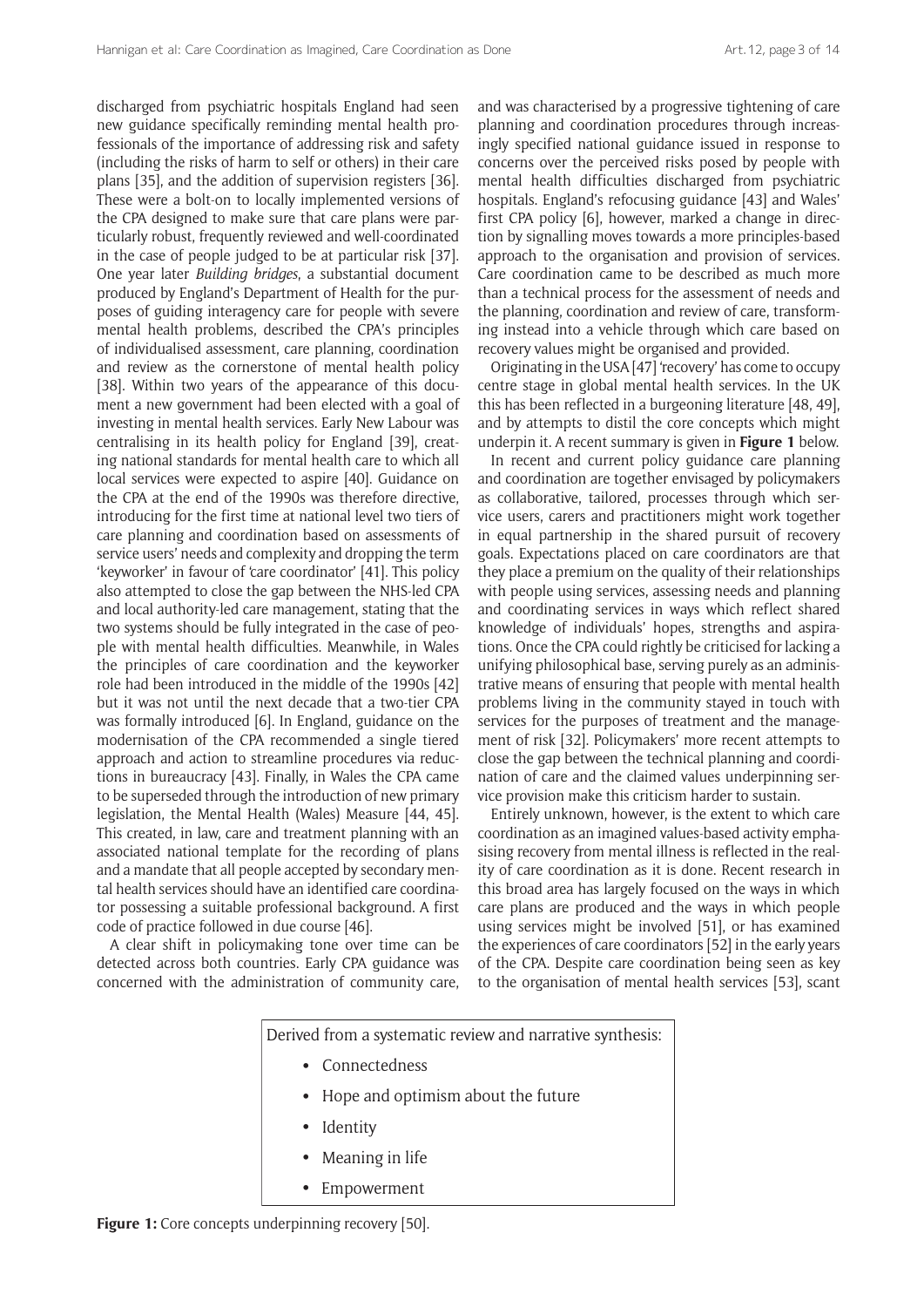discharged from psychiatric hospitals England had seen new guidance specifically reminding mental health professionals of the importance of addressing risk and safety (including the risks of harm to self or others) in their care plans [35], and the addition of supervision registers [36]. These were a bolt-on to locally implemented versions of the CPA designed to make sure that care plans were particularly robust, frequently reviewed and well-coordinated in the case of people judged to be at particular risk [37]. One year later *Building bridges*, a substantial document produced by England's Department of Health for the purposes of guiding interagency care for people with severe mental health problems, described the CPA's principles of individualised assessment, care planning, coordination and review as the cornerstone of mental health policy [38]. Within two years of the appearance of this document a new government had been elected with a goal of investing in mental health services. Early New Labour was centralising in its health policy for England [39], creating national standards for mental health care to which all local services were expected to aspire [40]. Guidance on the CPA at the end of the 1990s was therefore directive, introducing for the first time at national level two tiers of care planning and coordination based on assessments of service users' needs and complexity and dropping the term 'keyworker' in favour of 'care coordinator' [41]. This policy also attempted to close the gap between the NHS-led CPA and local authority-led care management, stating that the two systems should be fully integrated in the case of people with mental health difficulties. Meanwhile, in Wales the principles of care coordination and the keyworker role had been introduced in the middle of the 1990s [42] but it was not until the next decade that a two-tier CPA was formally introduced [6]. In England, guidance on the modernisation of the CPA recommended a single tiered approach and action to streamline procedures via reductions in bureaucracy [43]. Finally, in Wales the CPA came to be superseded through the introduction of new primary legislation, the Mental Health (Wales) Measure [44, 45]. This created, in law, care and treatment planning with an associated national template for the recording of plans and a mandate that all people accepted by secondary mental health services should have an identified care coordinator possessing a suitable professional background. A first code of practice followed in due course [46].

A clear shift in policymaking tone over time can be detected across both countries. Early CPA guidance was concerned with the administration of community care, and was characterised by a progressive tightening of care planning and coordination procedures through increasingly specified national guidance issued in response to concerns over the perceived risks posed by people with mental health difficulties discharged from psychiatric hospitals. England's refocusing guidance [43] and Wales' first CPA policy [6], however, marked a change in direction by signalling moves towards a more principles-based approach to the organisation and provision of services. Care coordination came to be described as much more than a technical process for the assessment of needs and the planning, coordination and review of care, transforming instead into a vehicle through which care based on recovery values might be organised and provided.

Originating in the USA [47] 'recovery' has come to occupy centre stage in global mental health services. In the UK this has been reflected in a burgeoning literature [48, 49], and by attempts to distil the core concepts which might underpin it. A recent summary is given in **Figure 1** below.

In recent and current policy guidance care planning and coordination are together envisaged by policymakers as collaborative, tailored, processes through which service users, carers and practitioners might work together in equal partnership in the shared pursuit of recovery goals. Expectations placed on care coordinators are that they place a premium on the quality of their relationships with people using services, assessing needs and planning and coordinating services in ways which reflect shared knowledge of individuals' hopes, strengths and aspirations. Once the CPA could rightly be criticised for lacking a unifying philosophical base, serving purely as an administrative means of ensuring that people with mental health problems living in the community stayed in touch with services for the purposes of treatment and the management of risk [32]. Policymakers' more recent attempts to close the gap between the technical planning and coordination of care and the claimed values underpinning service provision make this criticism harder to sustain.

Entirely unknown, however, is the extent to which care coordination as an imagined values-based activity emphasising recovery from mental illness is reflected in the reality of care coordination as it is done. Recent research in this broad area has largely focused on the ways in which care plans are produced and the ways in which people using services might be involved [51], or has examined the experiences of care coordinators [52] in the early years of the CPA. Despite care coordination being seen as key to the organisation of mental health services [53], scant

Derived from a systematic review and narrative synthesis:

- Connectedness
- Hope and optimism about the future
- Identity
- Meaning in life
- Empowerment

**Figure 1:** Core concepts underpinning recovery [50].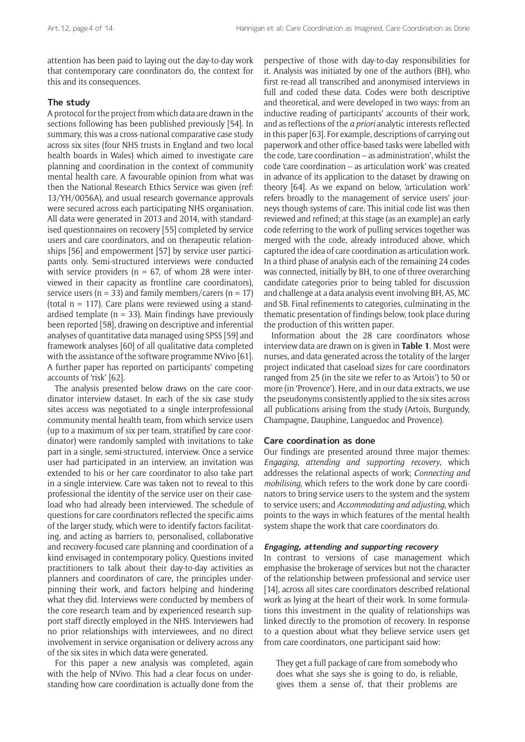attention has been paid to laying out the day-to-day work that contemporary care coordinators do, the context for this and its consequences.

## The study

A protocol for the project from which data are drawn in the sections following has been published previously [54]. In summary, this was a cross-national comparative case study across six sites (four NHS trusts in England and two local health boards in Wales) which aimed to investigate care planning and coordination in the context of community mental health care. A favourable opinion from what was then the National Research Ethics Service was given (ref: 13/YH/0056A), and usual research governance approvals were secured across each participating NHS organisation. All data were generated in 2013 and 2014, with standardised questionnaires on recovery [55] completed by service users and care coordinators, and on therapeutic relationships [56] and empowerment [57] by service user participants only. Semi-structured interviews were conducted with service providers (n = 67, of whom 28 were interviewed in their capacity as frontline care coordinators), service users (n = 33) and family members/carers (n = 17) (total n = 117). Care plans were reviewed using a standardised template (n = 33). Main findings have previously been reported [58], drawing on descriptive and inferential analyses of quantitative data managed using SPSS [59] and framework analyses [60] of all qualitative data completed with the assistance of the software programme NVivo [61]. A further paper has reported on participants' competing accounts of 'risk' [62].

The analysis presented below draws on the care coordinator interview dataset. In each of the six case study sites access was negotiated to a single interprofessional community mental health team, from which service users (up to a maximum of six per team, stratified by care coordinator) were randomly sampled with invitations to take part in a single, semi-structured, interview. Once a service user had participated in an interview, an invitation was extended to his or her care coordinator to also take part in a single interview. Care was taken not to reveal to this professional the identity of the service user on their caseload who had already been interviewed. The schedule of questions for care coordinators reflected the specific aims of the larger study, which were to identify factors facilitating, and acting as barriers to, personalised, collaborative and recovery-focused care planning and coordination of a kind envisaged in contemporary policy. Questions invited practitioners to talk about their day-to-day activities as planners and coordinators of care, the principles underpinning their work, and factors helping and hindering what they did. Interviews were conducted by members of the core research team and by experienced research support staff directly employed in the NHS. Interviewers had no prior relationships with interviewees, and no direct involvement in service organisation or delivery across any of the six sites in which data were generated.

For this paper a new analysis was completed, again with the help of NVivo. This had a clear focus on understanding how care coordination is actually done from the perspective of those with day-to-day responsibilities for it. Analysis was initiated by one of the authors (BH), who first re-read all transcribed and anonymised interviews in full and coded these data. Codes were both descriptive and theoretical, and were developed in two ways: from an inductive reading of participants' accounts of their work, and as reflections of the *a priori* analytic interests reflected in this paper [63]. For example, descriptions of carrying out paperwork and other office-based tasks were labelled with the code, 'care coordination – as administration', whilst the code 'care coordination – as articulation work' was created in advance of its application to the dataset by drawing on theory [64]. As we expand on below, 'articulation work' refers broadly to the management of service users' journeys though systems of care. This initial code list was then reviewed and refined; at this stage (as an example) an early code referring to the work of pulling services together was merged with the code, already introduced above, which captured the idea of care coordination as articulation work. In a third phase of analysis each of the remaining 24 codes was connected, initially by BH, to one of three overarching candidate categories prior to being tabled for discussion and challenge at a data analysis event involving BH, AS, MC and SB. Final refinements to categories, culminating in the thematic presentation of findings below, took place during the production of this written paper.

Information about the 28 care coordinators whose interview data are drawn on is given in **Table 1**. Most were nurses, and data generated across the totality of the larger project indicated that caseload sizes for care coordinators ranged from 25 (in the site we refer to as 'Artois') to 50 or more (in 'Provence'). Here, and in our data extracts, we use the pseudonyms consistently applied to the six sites across all publications arising from the study (Artois, Burgundy, Champagne, Dauphine, Languedoc and Provence).

## Care coordination as done

Our findings are presented around three major themes: *Engaging, attending and supporting recovery*, which addresses the relational aspects of work; *Connecting and mobilising*, which refers to the work done by care coordinators to bring service users to the system and the system to service users; and *Accommodating and adjusting*, which points to the ways in which features of the mental health system shape the work that care coordinators do.

### Engaging, attending and supporting recovery

In contrast to versions of case management which emphasise the brokerage of services but not the character of the relationship between professional and service user [14], across all sites care coordinators described relational work as lying at the heart of their work. In some formulations this investment in the quality of relationships was linked directly to the promotion of recovery. In response to a question about what they believe service users get from care coordinators, one participant said how:

> They get a full package of care from somebody who does what she says she is going to do, is reliable, gives them a sense of, that their problems are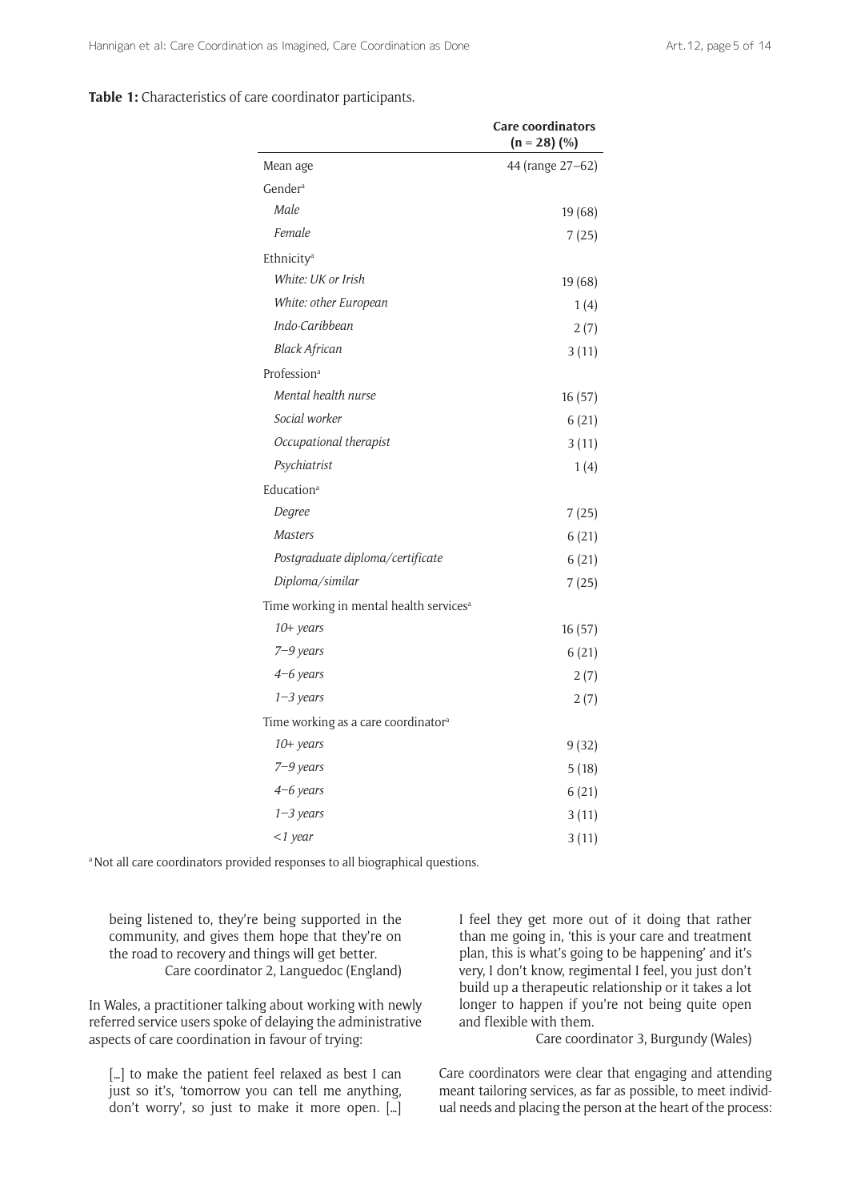**Table 1:** Characteristics of care coordinator participants.

| | Care coordinators (n = 28) (%) |
|---|---|
| Mean age | 44 (range 27–62) |
| Gender[a] | |
| *Male* | 19 (68) |
| *Female* | 7 (25) |
| Ethnicity[a] | |
| *White: UK or Irish* | 19 (68) |
| *White: other European* | 1 (4) |
| *Indo-Caribbean* | 2 (7) |
| *Black African* | 3 (11) |
| Profession[a] | |
| *Mental health nurse* | 16 (57) |
| *Social worker* | 6 (21) |
| *Occupational therapist* | 3 (11) |
| *Psychiatrist* | 1 (4) |
| Education[a] | |
| *Degree* | 7 (25) |
| *Masters* | 6 (21) |
| *Postgraduate diploma/certificate* | 6 (21) |
| *Diploma/similar* | 7 (25) |
| Time working in mental health services[a] | |
| *10+ years* | 16 (57) |
| *7–9 years* | 6 (21) |
| *4–6 years* | 2 (7) |
| *1–3 years* | 2 (7) |
| Time working as a care coordinator[a] | |
| *10+ years* | 9 (32) |
| *7–9 years* | 5 (18) |
| *4–6 years* | 6 (21) |
| *1–3 years* | 3 (11) |
| *<1 year* | 3 (11) |

[a] Not all care coordinators provided responses to all biographical questions.

> being listened to, they're being supported in the community, and gives them hope that they're on the road to recovery and things will get better.
>
> Care coordinator 2, Languedoc (England)

In Wales, a practitioner talking about working with newly referred service users spoke of delaying the administrative aspects of care coordination in favour of trying:

> [...] to make the patient feel relaxed as best I can just so it's, 'tomorrow you can tell me anything, don't worry', so just to make it more open. [...] I feel they get more out of it doing that rather than me going in, 'this is your care and treatment plan, this is what's going to be happening' and it's very, I don't know, regimental I feel, you just don't build up a therapeutic relationship or it takes a lot longer to happen if you're not being quite open and flexible with them.
>
> Care coordinator 3, Burgundy (Wales)

Care coordinators were clear that engaging and attending meant tailoring services, as far as possible, to meet individual needs and placing the person at the heart of the process: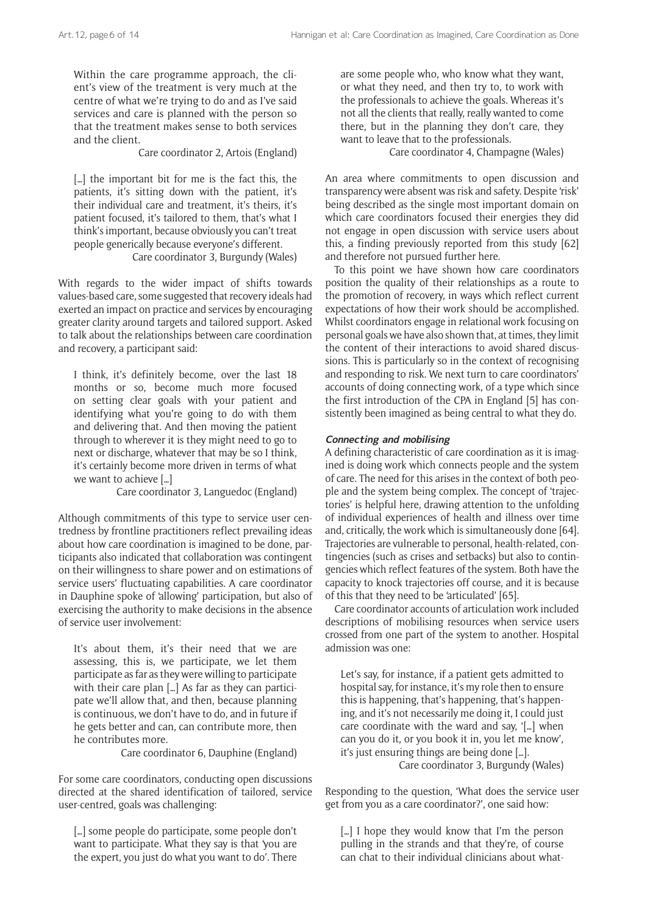> Within the care programme approach, the client's view of the treatment is very much at the centre of what we're trying to do and as I've said services and care is planned with the person so that the treatment makes sense to both services and the client.
>
> Care coordinator 2, Artois (England)

> […] the important bit for me is the fact this, the patients, it's sitting down with the patient, it's their individual care and treatment, it's theirs, it's patient focused, it's tailored to them, that's what I think's important, because obviously you can't treat people generically because everyone's different.
>
> Care coordinator 3, Burgundy (Wales)

With regards to the wider impact of shifts towards values-based care, some suggested that recovery ideals had exerted an impact on practice and services by encouraging greater clarity around targets and tailored support. Asked to talk about the relationships between care coordination and recovery, a participant said:

> I think, it's definitely become, over the last 18 months or so, become much more focused on setting clear goals with your patient and identifying what you're going to do with them and delivering that. And then moving the patient through to wherever it is they might need to go to next or discharge, whatever that may be so I think, it's certainly become more driven in terms of what we want to achieve […]
>
> Care coordinator 3, Languedoc (England)

Although commitments of this type to service user centredness by frontline practitioners reflect prevailing ideas about how care coordination is imagined to be done, participants also indicated that collaboration was contingent on their willingness to share power and on estimations of service users' fluctuating capabilities. A care coordinator in Dauphine spoke of 'allowing' participation, but also of exercising the authority to make decisions in the absence of service user involvement:

> It's about them, it's their need that we are assessing, this is, we participate, we let them participate as far as they were willing to participate with their care plan […] As far as they can participate we'll allow that, and then, because planning is continuous, we don't have to do, and in future if he gets better and can, can contribute more, then he contributes more.
>
> Care coordinator 6, Dauphine (England)

For some care coordinators, conducting open discussions directed at the shared identification of tailored, service user-centred, goals was challenging:

> […] some people do participate, some people don't want to participate. What they say is that 'you are the expert, you just do what you want to do'. There are some people who, who know what they want, or what they need, and then try to, to work with the professionals to achieve the goals. Whereas it's not all the clients that really, really wanted to come there, but in the planning they don't care, they want to leave that to the professionals.
>
> Care coordinator 4, Champagne (Wales)

An area where commitments to open discussion and transparency were absent was risk and safety. Despite 'risk' being described as the single most important domain on which care coordinators focused their energies they did not engage in open discussion with service users about this, a finding previously reported from this study [62] and therefore not pursued further here.

To this point we have shown how care coordinators position the quality of their relationships as a route to the promotion of recovery, in ways which reflect current expectations of how their work should be accomplished. Whilst coordinators engage in relational work focusing on personal goals we have also shown that, at times, they limit the content of their interactions to avoid shared discussions. This is particularly so in the context of recognising and responding to risk. We next turn to care coordinators' accounts of doing connecting work, of a type which since the first introduction of the CPA in England [5] has consistently been imagined as being central to what they do.

### Connecting and mobilising

A defining characteristic of care coordination as it is imagined is doing work which connects people and the system of care. The need for this arises in the context of both people and the system being complex. The concept of 'trajectories' is helpful here, drawing attention to the unfolding of individual experiences of health and illness over time and, critically, the work which is simultaneously done [64]. Trajectories are vulnerable to personal, health-related, contingencies (such as crises and setbacks) but also to contingencies which reflect features of the system. Both have the capacity to knock trajectories off course, and it is because of this that they need to be 'articulated' [65].

Care coordinator accounts of articulation work included descriptions of mobilising resources when service users crossed from one part of the system to another. Hospital admission was one:

> Let's say, for instance, if a patient gets admitted to hospital say, for instance, it's my role then to ensure this is happening, that's happening, that's happening, and it's not necessarily me doing it, I could just care coordinate with the ward and say, '[…] when can you do it, or you book it in, you let me know', it's just ensuring things are being done […].
>
> Care coordinator 3, Burgundy (Wales)

Responding to the question, 'What does the service user get from you as a care coordinator?', one said how:

> […] I hope they would know that I'm the person pulling in the strands and that they're, of course can chat to their individual clinicians about what-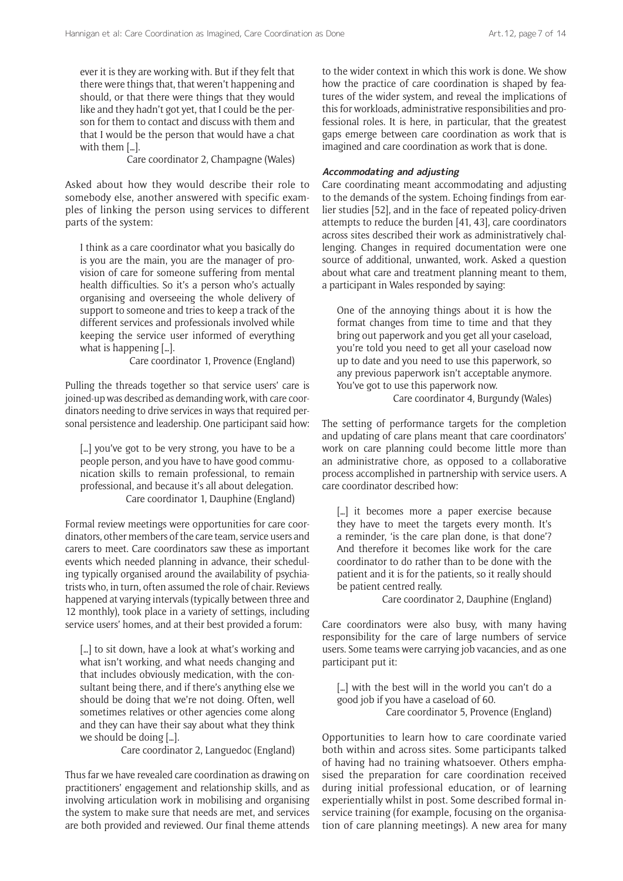ever it is they are working with. But if they felt that there were things that, that weren't happening and should, or that there were things that they would like and they hadn't got yet, that I could be the person for them to contact and discuss with them and that I would be the person that would have a chat with them [...].

Care coordinator 2, Champagne (Wales)

Asked about how they would describe their role to somebody else, another answered with specific examples of linking the person using services to different parts of the system:

> I think as a care coordinator what you basically do is you are the main, you are the manager of provision of care for someone suffering from mental health difficulties. So it's a person who's actually organising and overseeing the whole delivery of support to someone and tries to keep a track of the different services and professionals involved while keeping the service user informed of everything what is happening [...].
>
> Care coordinator 1, Provence (England)

Pulling the threads together so that service users' care is joined-up was described as demanding work, with care coordinators needing to drive services in ways that required personal persistence and leadership. One participant said how:

> [...] you've got to be very strong, you have to be a people person, and you have to have good communication skills to remain professional, to remain professional, and because it's all about delegation.
>
> Care coordinator 1, Dauphine (England)

Formal review meetings were opportunities for care coordinators, other members of the care team, service users and carers to meet. Care coordinators saw these as important events which needed planning in advance, their scheduling typically organised around the availability of psychiatrists who, in turn, often assumed the role of chair. Reviews happened at varying intervals (typically between three and 12 monthly), took place in a variety of settings, including service users' homes, and at their best provided a forum:

> [...] to sit down, have a look at what's working and what isn't working, and what needs changing and that includes obviously medication, with the consultant being there, and if there's anything else we should be doing that we're not doing. Often, well sometimes relatives or other agencies come along and they can have their say about what they think we should be doing [...].
>
> Care coordinator 2, Languedoc (England)

Thus far we have revealed care coordination as drawing on practitioners' engagement and relationship skills, and as involving articulation work in mobilising and organising the system to make sure that needs are met, and services are both provided and reviewed. Our final theme attends to the wider context in which this work is done. We show how the practice of care coordination is shaped by features of the wider system, and reveal the implications of this for workloads, administrative responsibilities and professional roles. It is here, in particular, that the greatest gaps emerge between care coordination as work that is imagined and care coordination as work that is done.

#### Accommodating and adjusting

Care coordinating meant accommodating and adjusting to the demands of the system. Echoing findings from earlier studies [52], and in the face of repeated policy-driven attempts to reduce the burden [41, 43], care coordinators across sites described their work as administratively challenging. Changes in required documentation were one source of additional, unwanted, work. Asked a question about what care and treatment planning meant to them, a participant in Wales responded by saying:

> One of the annoying things about it is how the format changes from time to time and that they bring out paperwork and you get all your caseload, you're told you need to get all your caseload now up to date and you need to use this paperwork, so any previous paperwork isn't acceptable anymore. You've got to use this paperwork now.
>
> Care coordinator 4, Burgundy (Wales)

The setting of performance targets for the completion and updating of care plans meant that care coordinators' work on care planning could become little more than an administrative chore, as opposed to a collaborative process accomplished in partnership with service users. A care coordinator described how:

> [...] it becomes more a paper exercise because they have to meet the targets every month. It's a reminder, 'is the care plan done, is that done'? And therefore it becomes like work for the care coordinator to do rather than to be done with the patient and it is for the patients, so it really should be patient centred really.
>
> Care coordinator 2, Dauphine (England)

Care coordinators were also busy, with many having responsibility for the care of large numbers of service users. Some teams were carrying job vacancies, and as one participant put it:

> [...] with the best will in the world you can't do a good job if you have a caseload of 60.
>
> Care coordinator 5, Provence (England)

Opportunities to learn how to care coordinate varied both within and across sites. Some participants talked of having had no training whatsoever. Others emphasised the preparation for care coordination received during initial professional education, or of learning experientially whilst in post. Some described formal in-service training (for example, focusing on the organisation of care planning meetings). A new area for many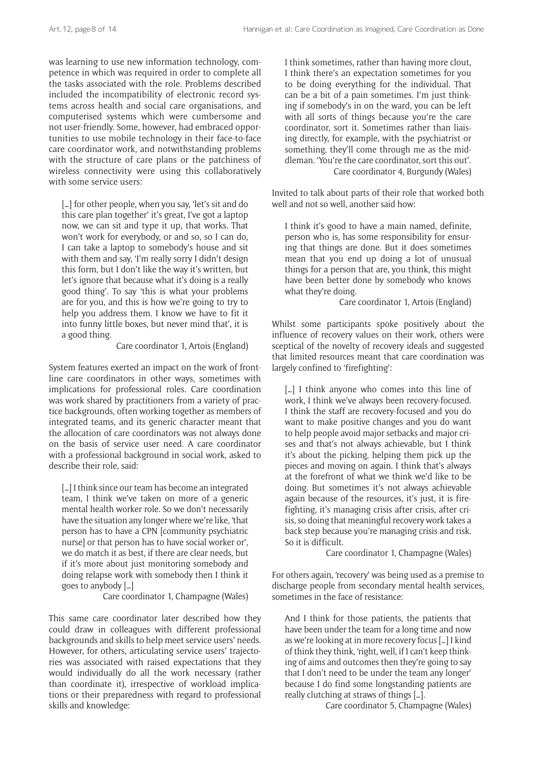was learning to use new information technology, competence in which was required in order to complete all the tasks associated with the role. Problems described included the incompatibility of electronic record systems across health and social care organisations, and computerised systems which were cumbersome and not user-friendly. Some, however, had embraced opportunities to use mobile technology in their face-to-face care coordinator work, and notwithstanding problems with the structure of care plans or the patchiness of wireless connectivity were using this collaboratively with some service users:

> […] for other people, when you say, 'let's sit and do this care plan together' it's great, I've got a laptop now, we can sit and type it up, that works. That won't work for everybody, or and so, so I can do, I can take a laptop to somebody's house and sit with them and say, 'I'm really sorry I didn't design this form, but I don't like the way it's written, but let's ignore that because what it's doing is a really good thing'. To say 'this is what your problems are for you, and this is how we're going to try to help you address them. I know we have to fit it into funny little boxes, but never mind that', it is a good thing.
>
> Care coordinator 1, Artois (England)

System features exerted an impact on the work of frontline care coordinators in other ways, sometimes with implications for professional roles. Care coordination was work shared by practitioners from a variety of practice backgrounds, often working together as members of integrated teams, and its generic character meant that the allocation of care coordinators was not always done on the basis of service user need. A care coordinator with a professional background in social work, asked to describe their role, said:

> […] I think since our team has become an integrated team, I think we've taken on more of a generic mental health worker role. So we don't necessarily have the situation any longer where we're like, 'that person has to have a CPN [community psychiatric nurse] or that person has to have social worker or', we do match it as best, if there are clear needs, but if it's more about just monitoring somebody and doing relapse work with somebody then I think it goes to anybody […]
>
> Care coordinator 1, Champagne (Wales)

This same care coordinator later described how they could draw in colleagues with different professional backgrounds and skills to help meet service users' needs. However, for others, articulating service users' trajectories was associated with raised expectations that they would individually do all the work necessary (rather than coordinate it), irrespective of workload implications or their preparedness with regard to professional skills and knowledge:

> I think sometimes, rather than having more clout, I think there's an expectation sometimes for you to be doing everything for the individual. That can be a bit of a pain sometimes. I'm just thinking if somebody's in on the ward, you can be left with all sorts of things because you're the care coordinator, sort it. Sometimes rather than liaising directly, for example, with the psychiatrist or something, they'll come through me as the middleman. 'You're the care coordinator, sort this out'.
>
> Care coordinator 4, Burgundy (Wales)

Invited to talk about parts of their role that worked both well and not so well, another said how:

> I think it's good to have a main named, definite, person who is, has some responsibility for ensuring that things are done. But it does sometimes mean that you end up doing a lot of unusual things for a person that are, you think, this might have been better done by somebody who knows what they're doing.
>
> Care coordinator 1, Artois (England)

Whilst some participants spoke positively about the influence of recovery values on their work, others were sceptical of the novelty of recovery ideals and suggested that limited resources meant that care coordination was largely confined to 'firefighting':

> […] I think anyone who comes into this line of work, I think we've always been recovery-focused. I think the staff are recovery-focused and you do want to make positive changes and you do want to help people avoid major setbacks and major crises and that's not always achievable, but I think it's about the picking, helping them pick up the pieces and moving on again. I think that's always at the forefront of what we think we'd like to be doing. But sometimes it's not always achievable again because of the resources, it's just, it is firefighting, it's managing crisis after crisis, after crisis, so doing that meaningful recovery work takes a back step because you're managing crisis and risk. So it is difficult.
>
> Care coordinator 1, Champagne (Wales)

For others again, 'recovery' was being used as a premise to discharge people from secondary mental health services, sometimes in the face of resistance:

> And I think for those patients, the patients that have been under the team for a long time and now as we're looking at in more recovery focus […] I kind of think they think, 'right, well, if I can't keep thinking of aims and outcomes then they're going to say that I don't need to be under the team any longer' because I do find some longstanding patients are really clutching at straws of things […].
>
> Care coordinator 5, Champagne (Wales)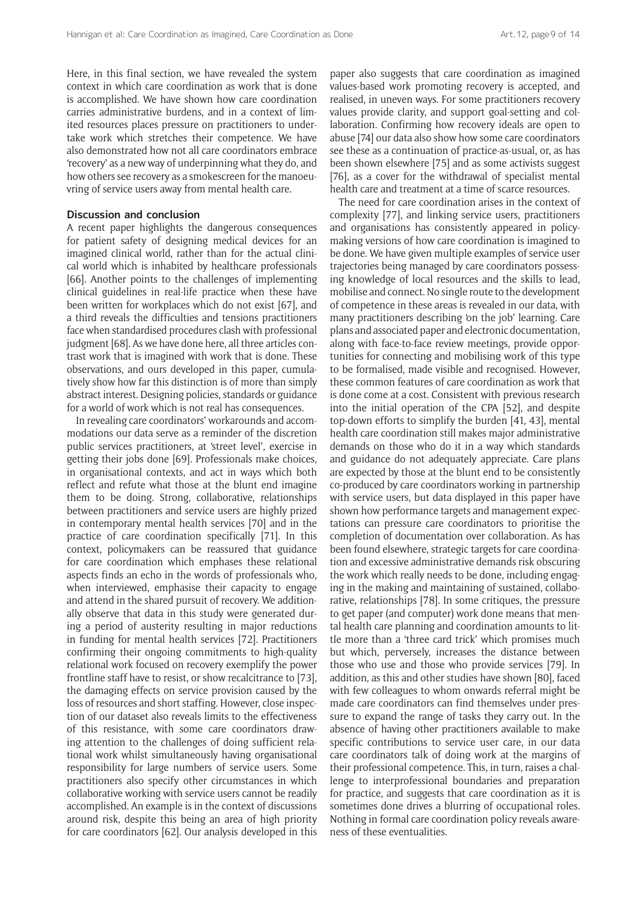Here, in this final section, we have revealed the system context in which care coordination as work that is done is accomplished. We have shown how care coordination carries administrative burdens, and in a context of limited resources places pressure on practitioners to undertake work which stretches their competence. We have also demonstrated how not all care coordinators embrace 'recovery' as a new way of underpinning what they do, and how others see recovery as a smokescreen for the manoeuvring of service users away from mental health care.

## Discussion and conclusion

A recent paper highlights the dangerous consequences for patient safety of designing medical devices for an imagined clinical world, rather than for the actual clinical world which is inhabited by healthcare professionals [66]. Another points to the challenges of implementing clinical guidelines in real-life practice when these have been written for workplaces which do not exist [67], and a third reveals the difficulties and tensions practitioners face when standardised procedures clash with professional judgment [68]. As we have done here, all three articles contrast work that is imagined with work that is done. These observations, and ours developed in this paper, cumulatively show how far this distinction is of more than simply abstract interest. Designing policies, standards or guidance for a world of work which is not real has consequences.

In revealing care coordinators' workarounds and accommodations our data serve as a reminder of the discretion public services practitioners, at 'street level', exercise in getting their jobs done [69]. Professionals make choices, in organisational contexts, and act in ways which both reflect and refute what those at the blunt end imagine them to be doing. Strong, collaborative, relationships between practitioners and service users are highly prized in contemporary mental health services [70] and in the practice of care coordination specifically [71]. In this context, policymakers can be reassured that guidance for care coordination which emphases these relational aspects finds an echo in the words of professionals who, when interviewed, emphasise their capacity to engage and attend in the shared pursuit of recovery. We additionally observe that data in this study were generated during a period of austerity resulting in major reductions in funding for mental health services [72]. Practitioners confirming their ongoing commitments to high-quality relational work focused on recovery exemplify the power frontline staff have to resist, or show recalcitrance to [73], the damaging effects on service provision caused by the loss of resources and short staffing. However, close inspection of our dataset also reveals limits to the effectiveness of this resistance, with some care coordinators drawing attention to the challenges of doing sufficient relational work whilst simultaneously having organisational responsibility for large numbers of service users. Some practitioners also specify other circumstances in which collaborative working with service users cannot be readily accomplished. An example is in the context of discussions around risk, despite this being an area of high priority for care coordinators [62]. Our analysis developed in this paper also suggests that care coordination as imagined values-based work promoting recovery is accepted, and realised, in uneven ways. For some practitioners recovery values provide clarity, and support goal-setting and collaboration. Confirming how recovery ideals are open to abuse [74] our data also show how some care coordinators see these as a continuation of practice-as-usual, or, as has been shown elsewhere [75] and as some activists suggest [76], as a cover for the withdrawal of specialist mental health care and treatment at a time of scarce resources.

The need for care coordination arises in the context of complexity [77], and linking service users, practitioners and organisations has consistently appeared in policymaking versions of how care coordination is imagined to be done. We have given multiple examples of service user trajectories being managed by care coordinators possessing knowledge of local resources and the skills to lead, mobilise and connect. No single route to the development of competence in these areas is revealed in our data, with many practitioners describing 'on the job' learning. Care plans and associated paper and electronic documentation, along with face-to-face review meetings, provide opportunities for connecting and mobilising work of this type to be formalised, made visible and recognised. However, these common features of care coordination as work that is done come at a cost. Consistent with previous research into the initial operation of the CPA [52], and despite top-down efforts to simplify the burden [41, 43], mental health care coordination still makes major administrative demands on those who do it in a way which standards and guidance do not adequately appreciate. Care plans are expected by those at the blunt end to be consistently co-produced by care coordinators working in partnership with service users, but data displayed in this paper have shown how performance targets and management expectations can pressure care coordinators to prioritise the completion of documentation over collaboration. As has been found elsewhere, strategic targets for care coordination and excessive administrative demands risk obscuring the work which really needs to be done, including engaging in the making and maintaining of sustained, collaborative, relationships [78]. In some critiques, the pressure to get paper (and computer) work done means that mental health care planning and coordination amounts to little more than a 'three card trick' which promises much but which, perversely, increases the distance between those who use and those who provide services [79]. In addition, as this and other studies have shown [80], faced with few colleagues to whom onwards referral might be made care coordinators can find themselves under pressure to expand the range of tasks they carry out. In the absence of having other practitioners available to make specific contributions to service user care, in our data care coordinators talk of doing work at the margins of their professional competence. This, in turn, raises a challenge to interprofessional boundaries and preparation for practice, and suggests that care coordination as it is sometimes done drives a blurring of occupational roles. Nothing in formal care coordination policy reveals awareness of these eventualities.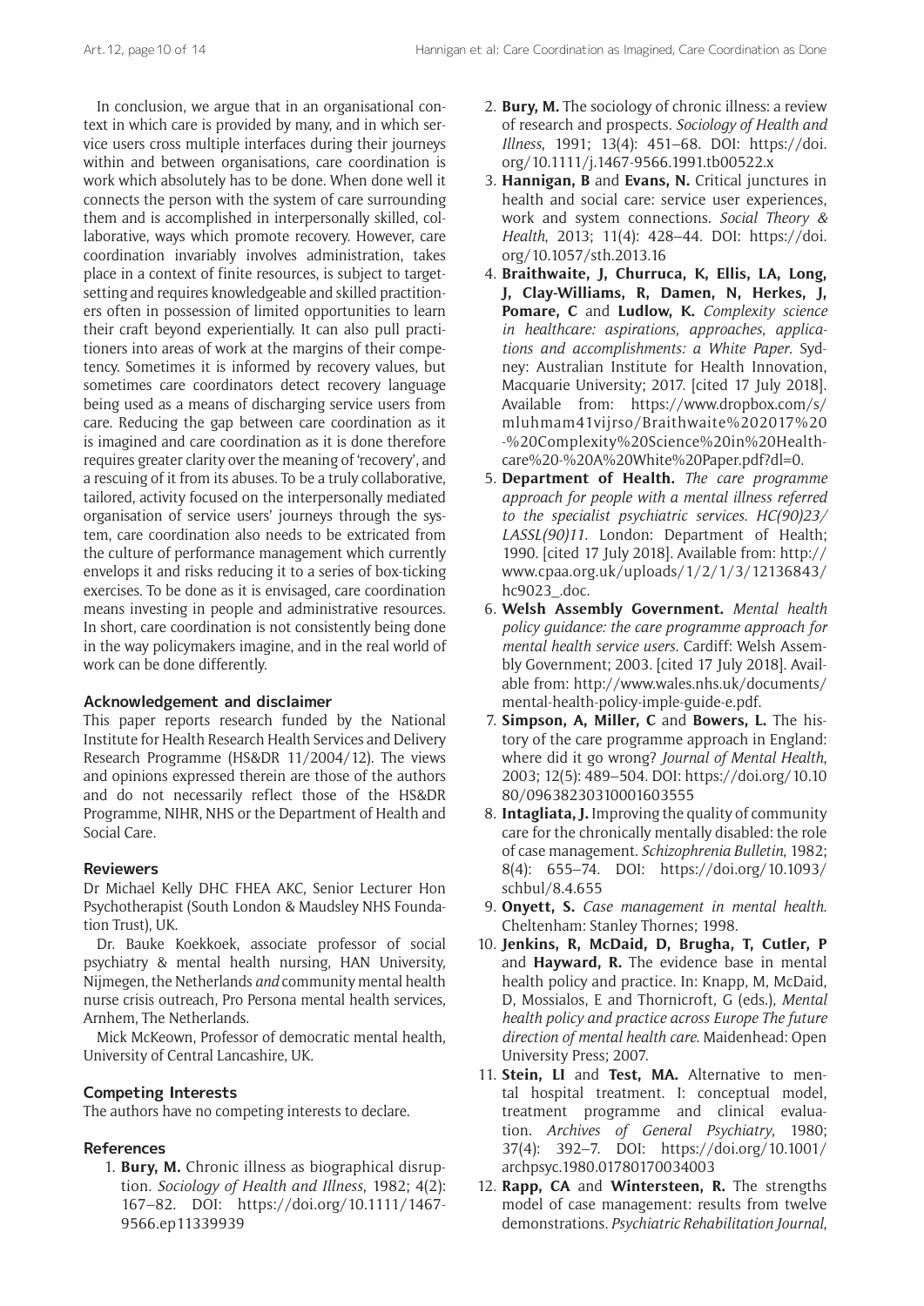In conclusion, we argue that in an organisational context in which care is provided by many, and in which service users cross multiple interfaces during their journeys within and between organisations, care coordination is work which absolutely has to be done. When done well it connects the person with the system of care surrounding them and is accomplished in interpersonally skilled, collaborative, ways which promote recovery. However, care coordination invariably involves administration, takes place in a context of finite resources, is subject to target-setting and requires knowledgeable and skilled practitioners often in possession of limited opportunities to learn their craft beyond experientially. It can also pull practitioners into areas of work at the margins of their competency. Sometimes it is informed by recovery values, but sometimes care coordinators detect recovery language being used as a means of discharging service users from care. Reducing the gap between care coordination as it is imagined and care coordination as it is done therefore requires greater clarity over the meaning of 'recovery', and a rescuing of it from its abuses. To be a truly collaborative, tailored, activity focused on the interpersonally mediated organisation of service users' journeys through the system, care coordination also needs to be extricated from the culture of performance management which currently envelops it and risks reducing it to a series of box-ticking exercises. To be done as it is envisaged, care coordination means investing in people and administrative resources. In short, care coordination is not consistently being done in the way policymakers imagine, and in the real world of work can be done differently.

### Acknowledgement and disclaimer

This paper reports research funded by the National Institute for Health Research Health Services and Delivery Research Programme (HS&DR 11/2004/12). The views and opinions expressed therein are those of the authors and do not necessarily reflect those of the HS&DR Programme, NIHR, NHS or the Department of Health and Social Care.

### Reviewers

Dr Michael Kelly DHC FHEA AKC, Senior Lecturer Hon Psychotherapist (South London & Maudsley NHS Foundation Trust), UK.

Dr. Bauke Koekkoek, associate professor of social psychiatry & mental health nursing, HAN University, Nijmegen, the Netherlands *and* community mental health nurse crisis outreach, Pro Persona mental health services, Arnhem, The Netherlands.

Mick McKeown, Professor of democratic mental health, University of Central Lancashire, UK.

### Competing Interests

The authors have no competing interests to declare.

### References

1. **Bury, M.** Chronic illness as biographical disruption. *Sociology of Health and Illness*, 1982; 4(2): 167–82. DOI: https://doi.org/10.1111/1467-9566.ep11339939
2. **Bury, M.** The sociology of chronic illness: a review of research and prospects. *Sociology of Health and Illness*, 1991; 13(4): 451–68. DOI: https://doi.org/10.1111/j.1467-9566.1991.tb00522.x
3. **Hannigan, B** and **Evans, N.** Critical junctures in health and social care: service user experiences, work and system connections. *Social Theory & Health*, 2013; 11(4): 428–44. DOI: https://doi.org/10.1057/sth.2013.16
4. **Braithwaite, J, Churruca, K, Ellis, LA, Long, J, Clay-Williams, R, Damen, N, Herkes, J, Pomare, C** and **Ludlow, K.** *Complexity science in healthcare: aspirations, approaches, applications and accomplishments: a White Paper*. Sydney: Australian Institute for Health Innovation, Macquarie University; 2017. [cited 17 July 2018]. Available from: https://www.dropbox.com/s/mluhmam41vijrso/Braithwaite%202017%20-%20Complexity%20Science%20in%20Healthcare%20-%20A%20White%20Paper.pdf?dl=0.
5. **Department of Health.** *The care programme approach for people with a mental illness referred to the specialist psychiatric services. HC(90)23/LASSL(90)11*. London: Department of Health; 1990. [cited 17 July 2018]. Available from: http://www.cpaa.org.uk/uploads/1/2/1/3/12136843/hc9023_.doc.
6. **Welsh Assembly Government.** *Mental health policy guidance: the care programme approach for mental health service users*. Cardiff: Welsh Assembly Government; 2003. [cited 17 July 2018]. Available from: http://www.wales.nhs.uk/documents/mental-health-policy-imple-guide-e.pdf.
7. **Simpson, A, Miller, C** and **Bowers, L.** The history of the care programme approach in England: where did it go wrong? *Journal of Mental Health*, 2003; 12(5): 489–504. DOI: https://doi.org/10.1080/09638230310001603555
8. **Intagliata, J.** Improving the quality of community care for the chronically mentally disabled: the role of case management. *Schizophrenia Bulletin*, 1982; 8(4): 655–74. DOI: https://doi.org/10.1093/schbul/8.4.655
9. **Onyett, S.** *Case management in mental health*. Cheltenham: Stanley Thornes; 1998.
10. **Jenkins, R, McDaid, D, Brugha, T, Cutler, P** and **Hayward, R.** The evidence base in mental health policy and practice. In: Knapp, M, McDaid, D, Mossialos, E and Thornicroft, G (eds.), *Mental health policy and practice across Europe The future direction of mental health care*. Maidenhead: Open University Press; 2007.
11. **Stein, LI** and **Test, MA.** Alternative to mental hospital treatment. I: conceptual model, treatment programme and clinical evaluation. *Archives of General Psychiatry*, 1980; 37(4): 392–7. DOI: https://doi.org/10.1001/archpsyc.1980.01780170034003
12. **Rapp, CA** and **Wintersteen, R.** The strengths model of case management: results from twelve demonstrations. *Psychiatric Rehabilitation Journal*,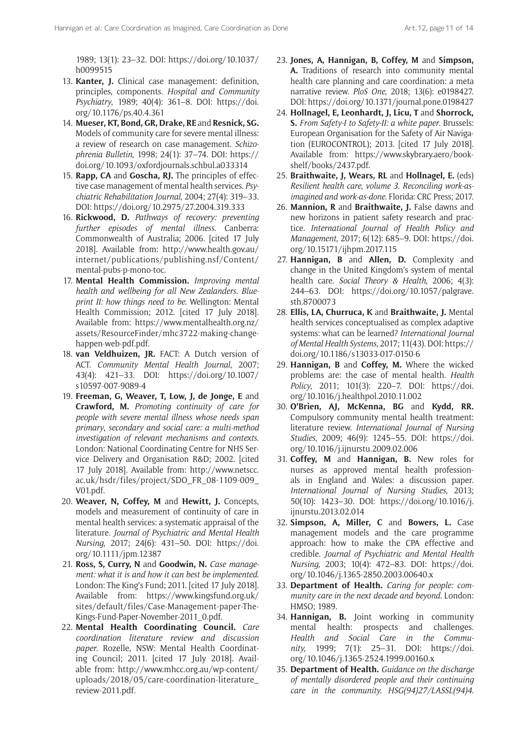1989; 13(1): 23–32. DOI: https://doi.org/10.1037/h0099515

13. **Kanter, J.** Clinical case management: definition, principles, components. *Hospital and Community Psychiatry*, 1989; 40(4): 361–8. DOI: https://doi.org/10.1176/ps.40.4.361
14. **Mueser, KT, Bond, GR, Drake, RE** and **Resnick, SG.** Models of community care for severe mental illness: a review of research on case management. *Schizophrenia Bulletin*, 1998; 24(1): 37–74. DOI: https://doi.org/10.1093/oxfordjournals.schbul.a033314
15. **Rapp, CA** and **Goscha, RJ.** The principles of effective case management of mental health services. *Psychiatric Rehabilitation Journal*, 2004; 27(4): 319–33. DOI: https://doi.org/10.2975/27.2004.319.333
16. **Rickwood, D.** *Pathways of recovery: preventing further episodes of mental illness*. Canberra: Commonwealth of Australia; 2006. [cited 17 July 2018]. Available from: http://www.health.gov.au/internet/publications/publishing.nsf/Content/mental-pubs-p-mono-toc.
17. **Mental Health Commission.** *Improving mental health and wellbeing for all New Zealanders. Blueprint II: how things need to be*. Wellington: Mental Health Commission; 2012. [cited 17 July 2018]. Available from: https://www.mentalhealth.org.nz/assets/ResourceFinder/mhc3722-making-change-happen-web-pdf.pdf.
18. **van Veldhuizen, JR.** FACT: A Dutch version of ACT. *Community Mental Health Journal*, 2007; 43(4): 421–33. DOI: https://doi.org/10.1007/s10597-007-9089-4
19. **Freeman, G, Weaver, T, Low, J, de Jonge, E** and **Crawford, M.** *Promoting continuity of care for people with severe mental illness whose needs span primary, secondary and social care: a multi-method investigation of relevant mechanisms and contexts*. London: National Coordinating Centre for NHS Service Delivery and Organisation R&D; 2002. [cited 17 July 2018]. Available from: http://www.netscc.ac.uk/hsdr/files/project/SDO_FR_08-1109-009_V01.pdf.
20. **Weaver, N, Coffey, M** and **Hewitt, J.** Concepts, models and measurement of continuity of care in mental health services: a systematic appraisal of the literature. *Journal of Psychiatric and Mental Health Nursing*, 2017; 24(6): 431–50. DOI: https://doi.org/10.1111/jpm.12387
21. **Ross, S, Curry, N** and **Goodwin, N.** *Case management: what it is and how it can best be implemented*. London: The King's Fund; 2011. [cited 17 July 2018]. Available from: https://www.kingsfund.org.uk/sites/default/files/Case-Management-paper-The-Kings-Fund-Paper-November-2011_0.pdf.
22. **Mental Health Coordinating Council.** *Care coordination literature review and discussion paper*. Rozelle, NSW: Mental Health Coordinating Council; 2011. [cited 17 July 2018]. Available from: http://www.mhcc.org.au/wp-content/uploads/2018/05/care-coordination-literature_review-2011.pdf.
23. **Jones, A, Hannigan, B, Coffey, M** and **Simpson, A.** Traditions of research into community mental health care planning and care coordination: a meta narrative review. *PloS One*, 2018; 13(6): e0198427. DOI: https://doi.org/10.1371/journal.pone.0198427
24. **Hollnagel, E, Leonhardt, J, Licu, T** and **Shorrock, S.** *From Safety-I to Safety-II: a white paper*. Brussels: European Organisation for the Safety of Air Navigation (EUROCONTROL); 2013. [cited 17 July 2018]. Available from: https://www.skybrary.aero/bookshelf/books/2437.pdf.
25. **Braithwaite, J, Wears, RL** and **Hollnagel, E.** (eds) *Resilient health care, volume 3. Reconciling work-as-imagined and work-as-done*. Florida: CRC Press; 2017.
26. **Mannion, R** and **Braithwaite, J.** False dawns and new horizons in patient safety research and practice. *International Journal of Health Policy and Management*, 2017; 6(12): 685–9. DOI: https://doi.org/10.15171/ijhpm.2017.115
27. **Hannigan, B** and **Allen, D.** Complexity and change in the United Kingdom's system of mental health care. *Social Theory & Health*, 2006; 4(3): 244–63. DOI: https://doi.org/10.1057/palgrave.sth.8700073
28. **Ellis, LA, Churruca, K** and **Braithwaite, J.** Mental health services conceptualised as complex adaptive systems: what can be learned? *International Journal of Mental Health Systems*, 2017; 11(43). DOI: https://doi.org/10.1186/s13033-017-0150-6
29. **Hannigan, B** and **Coffey, M.** Where the wicked problems are: the case of mental health. *Health Policy*, 2011; 101(3): 220–7. DOI: https://doi.org/10.1016/j.healthpol.2010.11.002
30. **O'Brien, AJ, McKenna, BG** and **Kydd, RR.** Compulsory community mental health treatment: literature review. *International Journal of Nursing Studies*, 2009; 46(9): 1245–55. DOI: https://doi.org/10.1016/j.ijnurstu.2009.02.006
31. **Coffey, M** and **Hannigan, B.** New roles for nurses as approved mental health professionals in England and Wales: a discussion paper. *International Journal of Nursing Studies*, 2013; 50(10): 1423–30. DOI: https://doi.org/10.1016/j.ijnurstu.2013.02.014
32. **Simpson, A, Miller, C** and **Bowers, L.** Case management models and the care programme approach: how to make the CPA effective and credible. *Journal of Psychiatric and Mental Health Nursing*, 2003; 10(4): 472–83. DOI: https://doi.org/10.1046/j.1365-2850.2003.00640.x
33. **Department of Health.** *Caring for people: community care in the next decade and beyond*. London: HMSO; 1989.
34. **Hannigan, B.** Joint working in community mental health: prospects and challenges. *Health and Social Care in the Community*, 1999; 7(1): 25–31. DOI: https://doi.org/10.1046/j.1365-2524.1999.00160.x
35. **Department of Health.** *Guidance on the discharge of mentally disordered people and their continuing care in the community. HSG(94)27/LASSL(94)4.*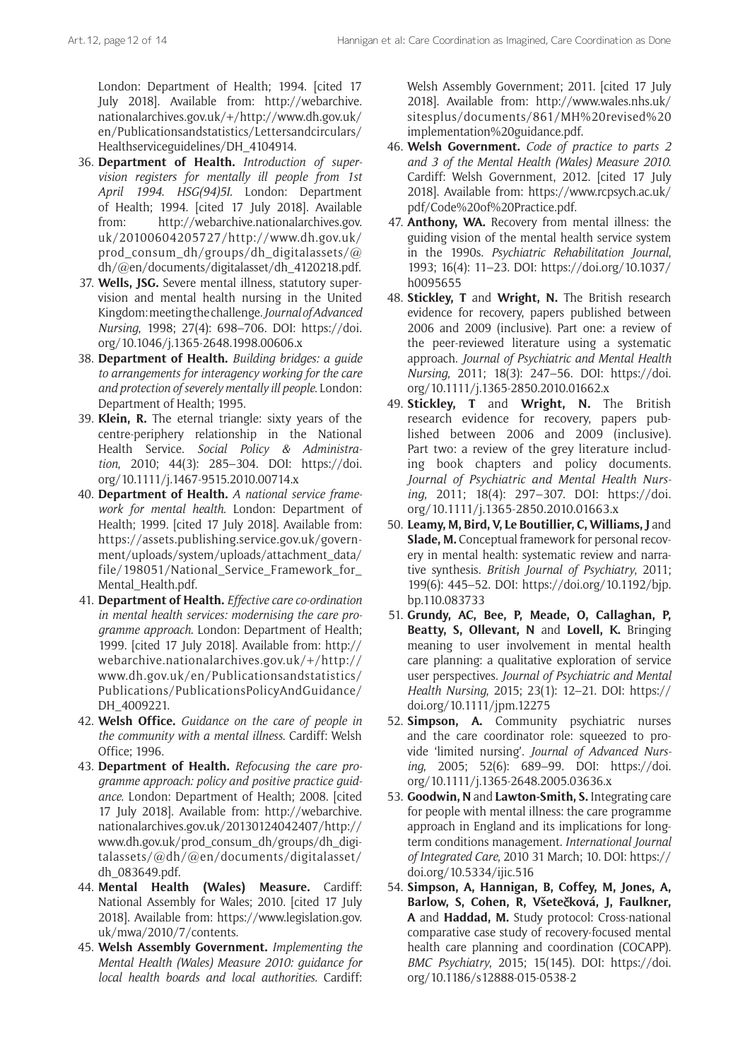London: Department of Health; 1994. [cited 17 July 2018]. Available from: http://webarchive.nationalarchives.gov.uk/+/http://www.dh.gov.uk/en/Publicationsandstatistics/Lettersandcirculars/Healthserviceguidelines/DH_4104914.

36. **Department of Health.** *Introduction of supervision registers for mentally ill people from 1st April 1994. HSG(94)5I.* London: Department of Health; 1994. [cited 17 July 2018]. Available from: http://webarchive.nationalarchives.gov.uk/20100604205727/http://www.dh.gov.uk/prod_consum_dh/groups/dh_digitalassets/@dh/@en/documents/digitalasset/dh_4120218.pdf.
37. **Wells, JSG.** Severe mental illness, statutory supervision and mental health nursing in the United Kingdom: meeting the challenge. *Journal of Advanced Nursing*, 1998; 27(4): 698–706. DOI: https://doi.org/10.1046/j.1365-2648.1998.00606.x
38. **Department of Health.** *Building bridges: a guide to arrangements for interagency working for the care and protection of severely mentally ill people.* London: Department of Health; 1995.
39. **Klein, R.** The eternal triangle: sixty years of the centre-periphery relationship in the National Health Service. *Social Policy & Administration*, 2010; 44(3): 285–304. DOI: https://doi.org/10.1111/j.1467-9515.2010.00714.x
40. **Department of Health.** *A national service framework for mental health.* London: Department of Health; 1999. [cited 17 July 2018]. Available from: https://assets.publishing.service.gov.uk/government/uploads/system/uploads/attachment_data/file/198051/National_Service_Framework_for_Mental_Health.pdf.
41. **Department of Health.** *Effective care co-ordination in mental health services: modernising the care programme approach.* London: Department of Health; 1999. [cited 17 July 2018]. Available from: http://webarchive.nationalarchives.gov.uk/+/http://www.dh.gov.uk/en/Publicationsandstatistics/Publications/PublicationsPolicyAndGuidance/DH_4009221.
42. **Welsh Office.** *Guidance on the care of people in the community with a mental illness.* Cardiff: Welsh Office; 1996.
43. **Department of Health.** *Refocusing the care programme approach: policy and positive practice guidance.* London: Department of Health; 2008. [cited 17 July 2018]. Available from: http://webarchive.nationalarchives.gov.uk/20130124042407/http://www.dh.gov.uk/prod_consum_dh/groups/dh_digitalassets/@dh/@en/documents/digitalasset/dh_083649.pdf.
44. **Mental Health (Wales) Measure.** Cardiff: National Assembly for Wales; 2010. [cited 17 July 2018]. Available from: https://www.legislation.gov.uk/mwa/2010/7/contents.
45. **Welsh Assembly Government.** *Implementing the Mental Health (Wales) Measure 2010: guidance for local health boards and local authorities.* Cardiff: Welsh Assembly Government; 2011. [cited 17 July 2018]. Available from: http://www.wales.nhs.uk/sitesplus/documents/861/MH%20revised%20implementation%20guidance.pdf.
46. **Welsh Government.** *Code of practice to parts 2 and 3 of the Mental Health (Wales) Measure 2010.* Cardiff: Welsh Government, 2012. [cited 17 July 2018]. Available from: https://www.rcpsych.ac.uk/pdf/Code%20of%20Practice.pdf.
47. **Anthony, WA.** Recovery from mental illness: the guiding vision of the mental health service system in the 1990s. *Psychiatric Rehabilitation Journal*, 1993; 16(4): 11–23. DOI: https://doi.org/10.1037/h0095655
48. **Stickley, T** and **Wright, N.** The British research evidence for recovery, papers published between 2006 and 2009 (inclusive). Part one: a review of the peer-reviewed literature using a systematic approach. *Journal of Psychiatric and Mental Health Nursing*, 2011; 18(3): 247–56. DOI: https://doi.org/10.1111/j.1365-2850.2010.01662.x
49. **Stickley, T** and **Wright, N.** The British research evidence for recovery, papers published between 2006 and 2009 (inclusive). Part two: a review of the grey literature including book chapters and policy documents. *Journal of Psychiatric and Mental Health Nursing*, 2011; 18(4): 297–307. DOI: https://doi.org/10.1111/j.1365-2850.2010.01663.x
50. **Leamy, M, Bird, V, Le Boutillier, C, Williams, J** and **Slade, M.** Conceptual framework for personal recovery in mental health: systematic review and narrative synthesis. *British Journal of Psychiatry*, 2011; 199(6): 445–52. DOI: https://doi.org/10.1192/bjp.bp.110.083733
51. **Grundy, AC, Bee, P, Meade, O, Callaghan, P, Beatty, S, Ollevant, N** and **Lovell, K.** Bringing meaning to user involvement in mental health care planning: a qualitative exploration of service user perspectives. *Journal of Psychiatric and Mental Health Nursing*, 2015; 23(1): 12–21. DOI: https://doi.org/10.1111/jpm.12275
52. **Simpson, A.** Community psychiatric nurses and the care coordinator role: squeezed to provide 'limited nursing'. *Journal of Advanced Nursing*, 2005; 52(6): 689–99. DOI: https://doi.org/10.1111/j.1365-2648.2005.03636.x
53. **Goodwin, N** and **Lawton-Smith, S.** Integrating care for people with mental illness: the care programme approach in England and its implications for long-term conditions management. *International Journal of Integrated Care*, 2010 31 March; 10. DOI: https://doi.org/10.5334/ijic.516
54. **Simpson, A, Hannigan, B, Coffey, M, Jones, A, Barlow, S, Cohen, R, Všetečková, J, Faulkner, A** and **Haddad, M.** Study protocol: Cross-national comparative case study of recovery-focused mental health care planning and coordination (COCAPP). *BMC Psychiatry*, 2015; 15(145). DOI: https://doi.org/10.1186/s12888-015-0538-2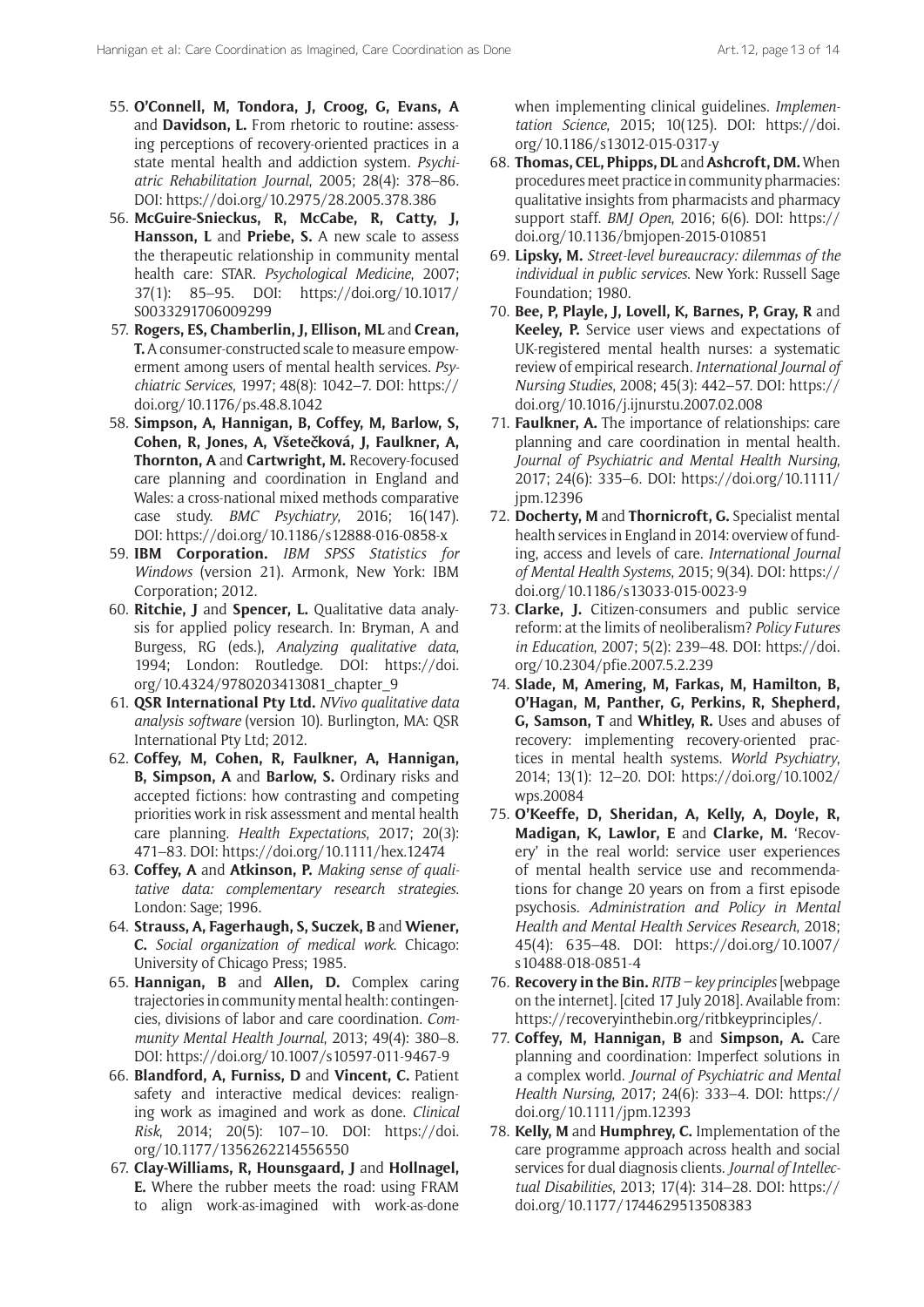55. **O'Connell, M, Tondora, J, Croog, G, Evans, A** and **Davidson, L.** From rhetoric to routine: assessing perceptions of recovery-oriented practices in a state mental health and addiction system. *Psychiatric Rehabilitation Journal*, 2005; 28(4): 378–86. DOI: https://doi.org/10.2975/28.2005.378.386
56. **McGuire-Snieckus, R, McCabe, R, Catty, J, Hansson, L** and **Priebe, S.** A new scale to assess the therapeutic relationship in community mental health care: STAR. *Psychological Medicine*, 2007; 37(1): 85–95. DOI: https://doi.org/10.1017/S0033291706009299
57. **Rogers, ES, Chamberlin, J, Ellison, ML** and **Crean, T.** A consumer-constructed scale to measure empowerment among users of mental health services. *Psychiatric Services*, 1997; 48(8): 1042–7. DOI: https://doi.org/10.1176/ps.48.8.1042
58. **Simpson, A, Hannigan, B, Coffey, M, Barlow, S, Cohen, R, Jones, A, Všetečková, J, Faulkner, A, Thornton, A** and **Cartwright, M.** Recovery-focused care planning and coordination in England and Wales: a cross-national mixed methods comparative case study. *BMC Psychiatry*, 2016; 16(147). DOI: https://doi.org/10.1186/s12888-016-0858-x
59. **IBM Corporation.** *IBM SPSS Statistics for Windows* (version 21). Armonk, New York: IBM Corporation; 2012.
60. **Ritchie, J** and **Spencer, L.** Qualitative data analysis for applied policy research. In: Bryman, A and Burgess, RG (eds.), *Analyzing qualitative data*, 1994; London: Routledge. DOI: https://doi.org/10.4324/9780203413081_chapter_9
61. **QSR International Pty Ltd.** *NVivo qualitative data analysis software* (version 10). Burlington, MA: QSR International Pty Ltd; 2012.
62. **Coffey, M, Cohen, R, Faulkner, A, Hannigan, B, Simpson, A** and **Barlow, S.** Ordinary risks and accepted fictions: how contrasting and competing priorities work in risk assessment and mental health care planning. *Health Expectations*, 2017; 20(3): 471–83. DOI: https://doi.org/10.1111/hex.12474
63. **Coffey, A** and **Atkinson, P.** *Making sense of qualitative data: complementary research strategies*. London: Sage; 1996.
64. **Strauss, A, Fagerhaugh, S, Suczek, B** and **Wiener, C.** *Social organization of medical work*. Chicago: University of Chicago Press; 1985.
65. **Hannigan, B** and **Allen, D.** Complex caring trajectories in community mental health: contingencies, divisions of labor and care coordination. *Community Mental Health Journal*, 2013; 49(4): 380–8. DOI: https://doi.org/10.1007/s10597-011-9467-9
66. **Blandford, A, Furniss, D** and **Vincent, C.** Patient safety and interactive medical devices: realigning work as imagined and work as done. *Clinical Risk*, 2014; 20(5): 107–10. DOI: https://doi.org/10.1177/1356262214556550
67. **Clay-Williams, R, Hounsgaard, J** and **Hollnagel, E.** Where the rubber meets the road: using FRAM to align work-as-imagined with work-as-done when implementing clinical guidelines. *Implementation Science*, 2015; 10(125). DOI: https://doi.org/10.1186/s13012-015-0317-y
68. **Thomas, CEL, Phipps, DL** and **Ashcroft, DM.** When procedures meet practice in community pharmacies: qualitative insights from pharmacists and pharmacy support staff. *BMJ Open*, 2016; 6(6). DOI: https://doi.org/10.1136/bmjopen-2015-010851
69. **Lipsky, M.** *Street-level bureaucracy: dilemmas of the individual in public services*. New York: Russell Sage Foundation; 1980.
70. **Bee, P, Playle, J, Lovell, K, Barnes, P, Gray, R** and **Keeley, P.** Service user views and expectations of UK-registered mental health nurses: a systematic review of empirical research. *International Journal of Nursing Studies*, 2008; 45(3): 442–57. DOI: https://doi.org/10.1016/j.ijnurstu.2007.02.008
71. **Faulkner, A.** The importance of relationships: care planning and care coordination in mental health. *Journal of Psychiatric and Mental Health Nursing*, 2017; 24(6): 335–6. DOI: https://doi.org/10.1111/jpm.12396
72. **Docherty, M** and **Thornicroft, G.** Specialist mental health services in England in 2014: overview of funding, access and levels of care. *International Journal of Mental Health Systems*, 2015; 9(34). DOI: https://doi.org/10.1186/s13033-015-0023-9
73. **Clarke, J.** Citizen-consumers and public service reform: at the limits of neoliberalism? *Policy Futures in Education*, 2007; 5(2): 239–48. DOI: https://doi.org/10.2304/pfie.2007.5.2.239
74. **Slade, M, Amering, M, Farkas, M, Hamilton, B, O'Hagan, M, Panther, G, Perkins, R, Shepherd, G, Samson, T** and **Whitley, R.** Uses and abuses of recovery: implementing recovery-oriented practices in mental health systems. *World Psychiatry*, 2014; 13(1): 12–20. DOI: https://doi.org/10.1002/wps.20084
75. **O'Keeffe, D, Sheridan, A, Kelly, A, Doyle, R, Madigan, K, Lawlor, E** and **Clarke, M.** 'Recovery' in the real world: service user experiences of mental health service use and recommendations for change 20 years on from a first episode psychosis. *Administration and Policy in Mental Health and Mental Health Services Research*, 2018; 45(4): 635–48. DOI: https://doi.org/10.1007/s10488-018-0851-4
76. **Recovery in the Bin.** *RITB – key principles* [webpage on the internet]. [cited 17 July 2018]. Available from: https://recoveryinthebin.org/ritbkeyprinciples/.
77. **Coffey, M, Hannigan, B** and **Simpson, A.** Care planning and coordination: Imperfect solutions in a complex world. *Journal of Psychiatric and Mental Health Nursing*, 2017; 24(6): 333–4. DOI: https://doi.org/10.1111/jpm.12393
78. **Kelly, M** and **Humphrey, C.** Implementation of the care programme approach across health and social services for dual diagnosis clients. *Journal of Intellectual Disabilities*, 2013; 17(4): 314–28. DOI: https://doi.org/10.1177/1744629513508383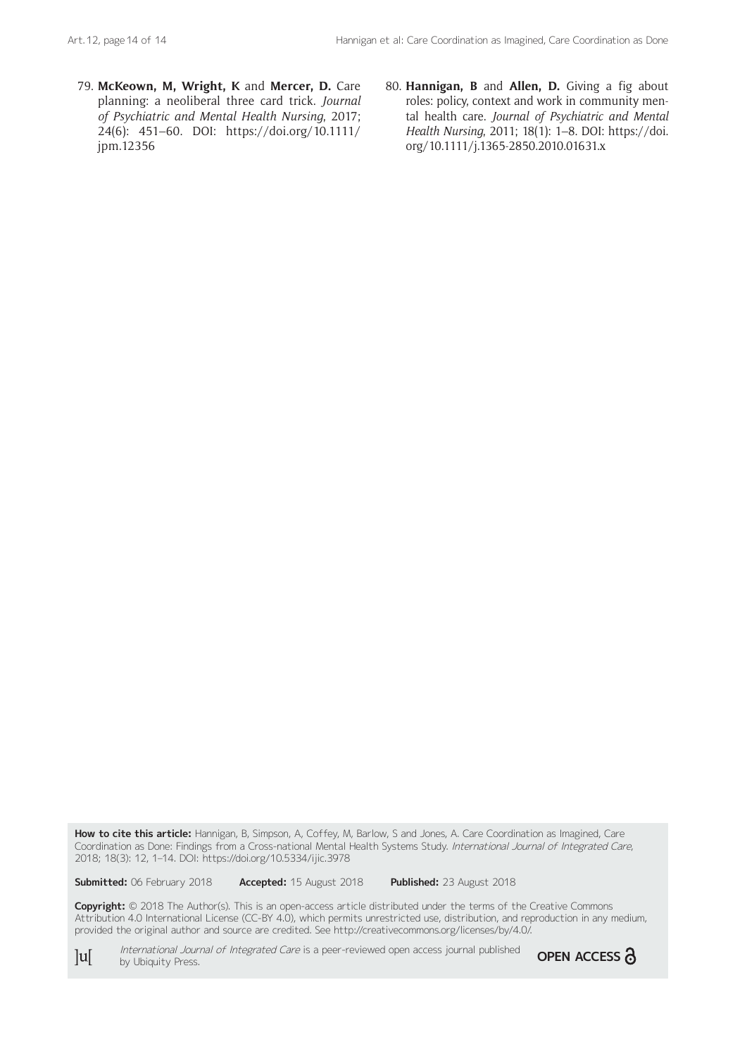79. **McKeown, M, Wright, K** and **Mercer, D.** Care planning: a neoliberal three card trick. *Journal of Psychiatric and Mental Health Nursing*, 2017; 24(6): 451–60. DOI: https://doi.org/10.1111/jpm.12356

80. **Hannigan, B** and **Allen, D.** Giving a fig about roles: policy, context and work in community mental health care. *Journal of Psychiatric and Mental Health Nursing*, 2011; 18(1): 1–8. DOI: https://doi.org/10.1111/j.1365-2850.2010.01631.x

**How to cite this article:** Hannigan, B, Simpson, A, Coffey, M, Barlow, S and Jones, A. Care Coordination as Imagined, Care Coordination as Done: Findings from a Cross-national Mental Health Systems Study. *International Journal of Integrated Care*, 2018; 18(3): 12, 1–14. DOI: https://doi.org/10.5334/ijic.3978

**Submitted:** 06 February 2018 **Accepted:** 15 August 2018 **Published:** 23 August 2018

**Copyright:** © 2018 The Author(s). This is an open-access article distributed under the terms of the Creative Commons Attribution 4.0 International License (CC-BY 4.0), which permits unrestricted use, distribution, and reproduction in any medium, provided the original author and source are credited. See http://creativecommons.org/licenses/by/4.0/.

*International Journal of Integrated Care* is a peer-reviewed open access journal published by Ubiquity Press.

OPEN ACCESS